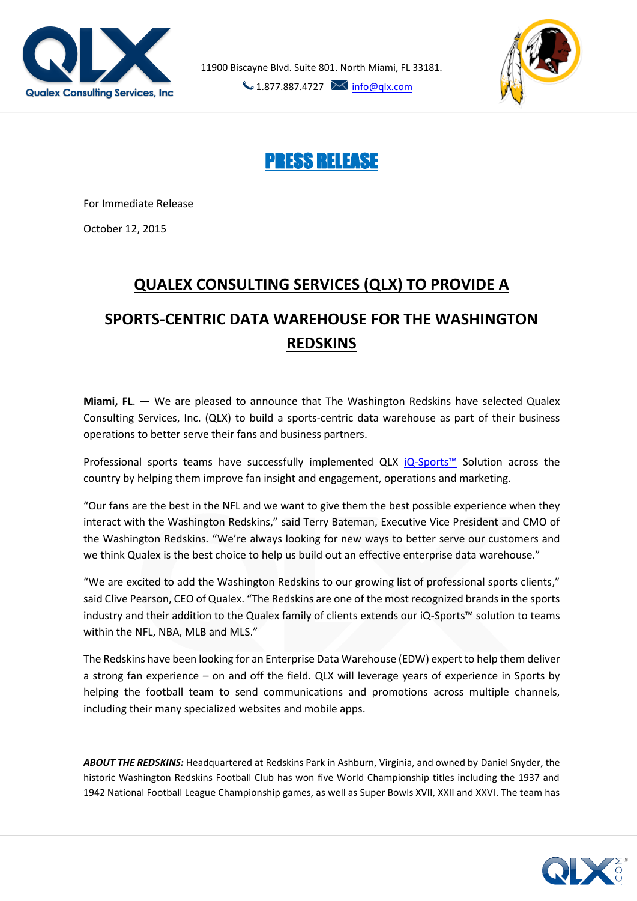Qualex Consulting Services, Inc

11900 Biscayne Blvd. Suite 801. North Miami, FL 33181.

1.877.887.4727 info@qlx.com

# PRESS RELEASE

For Immediate Release

October 12, 2015

## QUALEX CONSULTING SERVICES (QLX) TO PROVIDE A SPORTS-CENTRIC DATA WAREHOUSE FOR THE WASHINGTON REDSKINS

**Miami, FL**. — We are pleased to announce that The Washington Redskins have selected Qualex Consulting Services, Inc. (QLX) to build a sports-centric data warehouse as part of their business operations to better serve their fans and business partners.

Professional sports teams have successfully implemented QLX iQ-Sports™ Solution across the country by helping them improve fan insight and engagement, operations and marketing.

"Our fans are the best in the NFL and we want to give them the best possible experience when they interact with the Washington Redskins," said Terry Bateman, Executive Vice President and CMO of the Washington Redskins. "We're always looking for new ways to better serve our customers and we think Qualex is the best choice to help us build out an effective enterprise data warehouse."

"We are excited to add the Washington Redskins to our growing list of professional sports clients," said Clive Pearson, CEO of Qualex. "The Redskins are one of the most recognized brands in the sports industry and their addition to the Qualex family of clients extends our iQ-Sports™ solution to teams within the NFL, NBA, MLB and MLS."

The Redskins have been looking for an Enterprise Data Warehouse (EDW) expert to help them deliver a strong fan experience – on and off the field. QLX will leverage years of experience in Sports by helping the football team to send communications and promotions across multiple channels, including their many specialized websites and mobile apps.

***ABOUT THE REDSKINS:*** Headquartered at Redskins Park in Ashburn, Virginia, and owned by Daniel Snyder, the historic Washington Redskins Football Club has won five World Championship titles including the 1937 and 1942 National Football League Championship games, as well as Super Bowls XVII, XXII and XXVI. The team has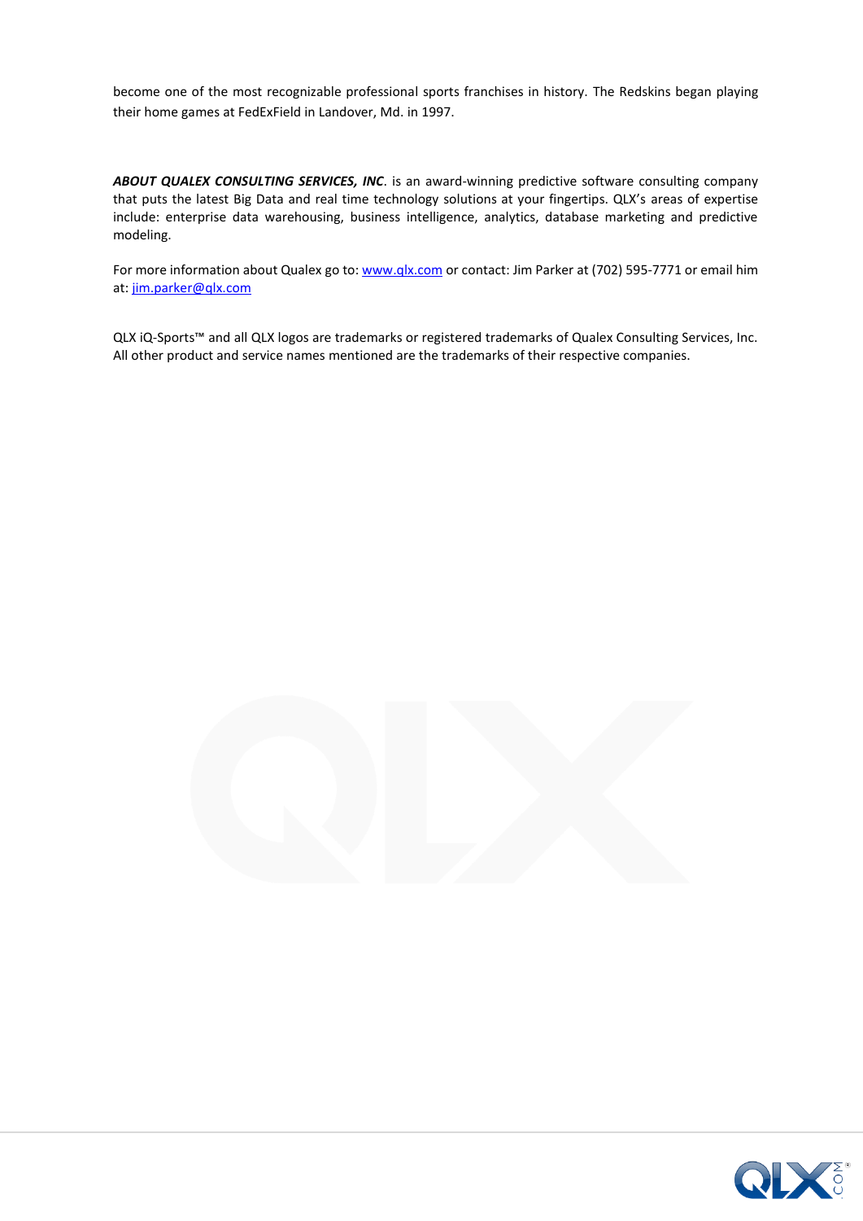become one of the most recognizable professional sports franchises in history. The Redskins began playing their home games at FedExField in Landover, Md. in 1997.

***ABOUT QUALEX CONSULTING SERVICES, INC***. is an award-winning predictive software consulting company that puts the latest Big Data and real time technology solutions at your fingertips. QLX's areas of expertise include: enterprise data warehousing, business intelligence, analytics, database marketing and predictive modeling.

For more information about Qualex go to: [www.qlx.com](http://www.qlx.com) or contact: Jim Parker at (702) 595-7771 or email him at: [jim.parker@qlx.com](mailto:jim.parker@qlx.com)

QLX iQ-Sports™ and all QLX logos are trademarks or registered trademarks of Qualex Consulting Services, Inc. All other product and service names mentioned are the trademarks of their respective companies.